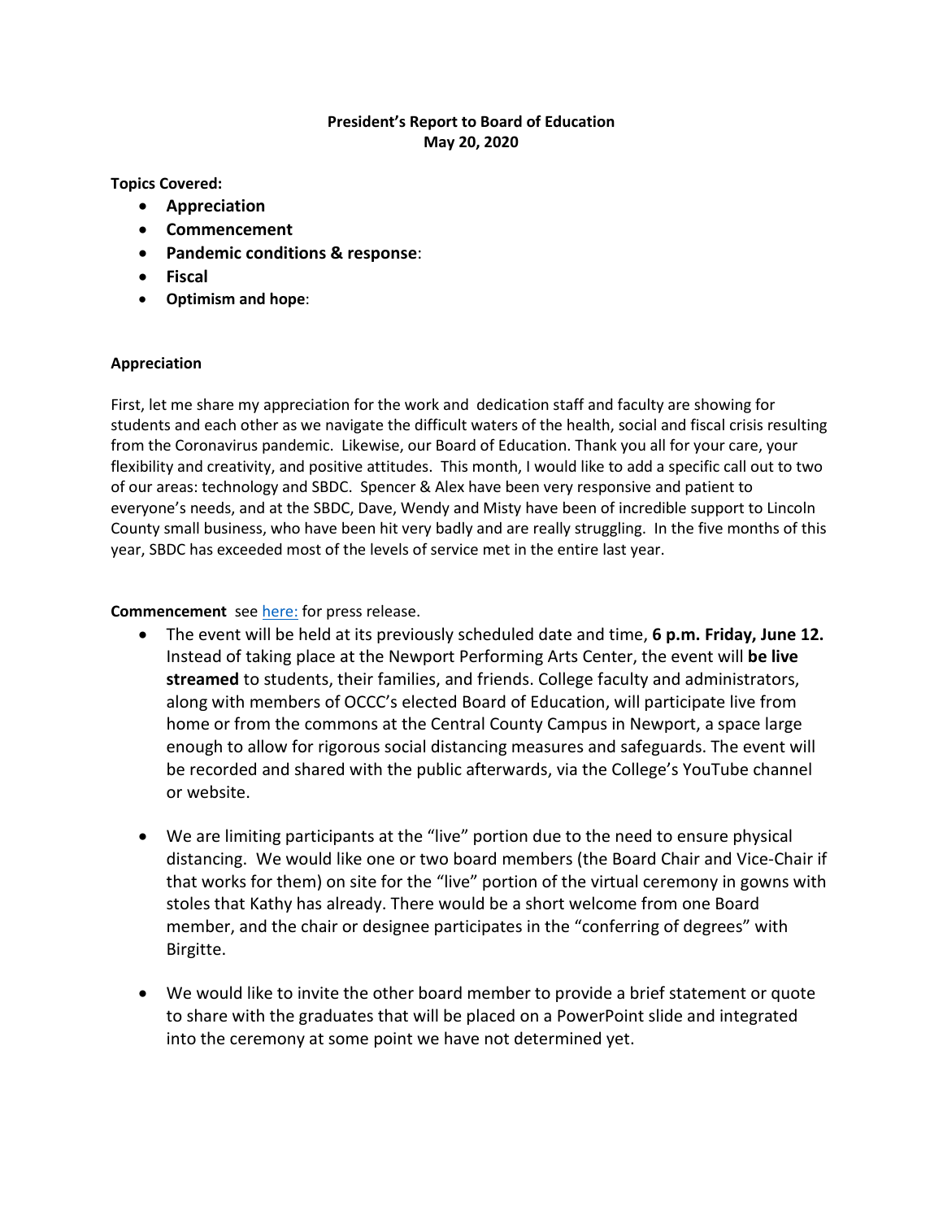**President's Report to Board of Education**
**May 20, 2020**

**Topics Covered:**

- **Appreciation**
- **Commencement**
- **Pandemic conditions & response**:
- **Fiscal**
- **Optimism and hope**:

## Appreciation

First, let me share my appreciation for the work and dedication staff and faculty are showing for students and each other as we navigate the difficult waters of the health, social and fiscal crisis resulting from the Coronavirus pandemic. Likewise, our Board of Education. Thank you all for your care, your flexibility and creativity, and positive attitudes. This month, I would like to add a specific call out to two of our areas: technology and SBDC. Spencer & Alex have been very responsive and patient to everyone's needs, and at the SBDC, Dave, Wendy and Misty have been of incredible support to Lincoln County small business, who have been hit very badly and are really struggling. In the five months of this year, SBDC has exceeded most of the levels of service met in the entire last year.

**Commencement** see here: for press release.

- The event will be held at its previously scheduled date and time, **6 p.m. Friday, June 12.** Instead of taking place at the Newport Performing Arts Center, the event will **be live streamed** to students, their families, and friends. College faculty and administrators, along with members of OCCC's elected Board of Education, will participate live from home or from the commons at the Central County Campus in Newport, a space large enough to allow for rigorous social distancing measures and safeguards. The event will be recorded and shared with the public afterwards, via the College's YouTube channel or website.
- We are limiting participants at the "live" portion due to the need to ensure physical distancing. We would like one or two board members (the Board Chair and Vice-Chair if that works for them) on site for the "live" portion of the virtual ceremony in gowns with stoles that Kathy has already. There would be a short welcome from one Board member, and the chair or designee participates in the "conferring of degrees" with Birgitte.
- We would like to invite the other board member to provide a brief statement or quote to share with the graduates that will be placed on a PowerPoint slide and integrated into the ceremony at some point we have not determined yet.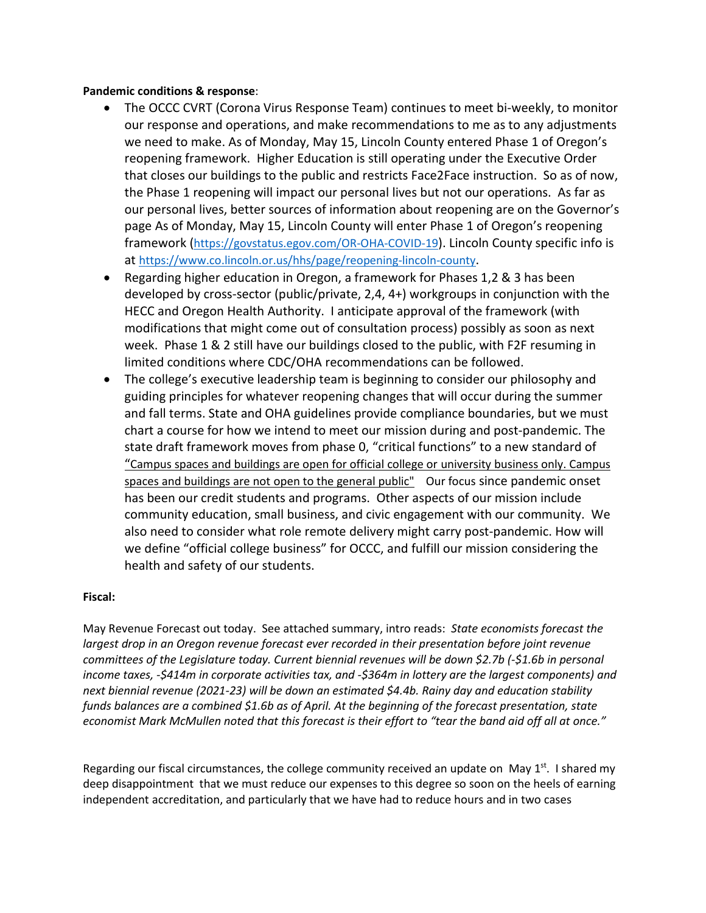**Pandemic conditions & response**:

- The OCCC CVRT (Corona Virus Response Team) continues to meet bi-weekly, to monitor our response and operations, and make recommendations to me as to any adjustments we need to make. As of Monday, May 15, Lincoln County entered Phase 1 of Oregon's reopening framework. Higher Education is still operating under the Executive Order that closes our buildings to the public and restricts Face2Face instruction. So as of now, the Phase 1 reopening will impact our personal lives but not our operations. As far as our personal lives, better sources of information about reopening are on the Governor's page As of Monday, May 15, Lincoln County will enter Phase 1 of Oregon's reopening framework (https://govstatus.egov.com/OR-OHA-COVID-19). Lincoln County specific info is at https://www.co.lincoln.or.us/hhs/page/reopening-lincoln-county.
- Regarding higher education in Oregon, a framework for Phases 1,2 & 3 has been developed by cross-sector (public/private, 2,4, 4+) workgroups in conjunction with the HECC and Oregon Health Authority. I anticipate approval of the framework (with modifications that might come out of consultation process) possibly as soon as next week. Phase 1 & 2 still have our buildings closed to the public, with F2F resuming in limited conditions where CDC/OHA recommendations can be followed.
- The college's executive leadership team is beginning to consider our philosophy and guiding principles for whatever reopening changes that will occur during the summer and fall terms. State and OHA guidelines provide compliance boundaries, but we must chart a course for how we intend to meet our mission during and post-pandemic. The state draft framework moves from phase 0, "critical functions" to a new standard of "Campus spaces and buildings are open for official college or university business only. Campus spaces and buildings are not open to the general public" Our focus since pandemic onset has been our credit students and programs. Other aspects of our mission include community education, small business, and civic engagement with our community. We also need to consider what role remote delivery might carry post-pandemic. How will we define "official college business" for OCCC, and fulfill our mission considering the health and safety of our students.

**Fiscal:**

May Revenue Forecast out today. See attached summary, intro reads: *State economists forecast the largest drop in an Oregon revenue forecast ever recorded in their presentation before joint revenue committees of the Legislature today. Current biennial revenues will be down $2.7b (-$1.6b in personal income taxes, -$414m in corporate activities tax, and -$364m in lottery are the largest components) and next biennial revenue (2021-23) will be down an estimated $4.4b. Rainy day and education stability funds balances are a combined $1.6b as of April. At the beginning of the forecast presentation, state economist Mark McMullen noted that this forecast is their effort to "tear the band aid off all at once."*

Regarding our fiscal circumstances, the college community received an update on May 1st. I shared my deep disappointment that we must reduce our expenses to this degree so soon on the heels of earning independent accreditation, and particularly that we have had to reduce hours and in two cases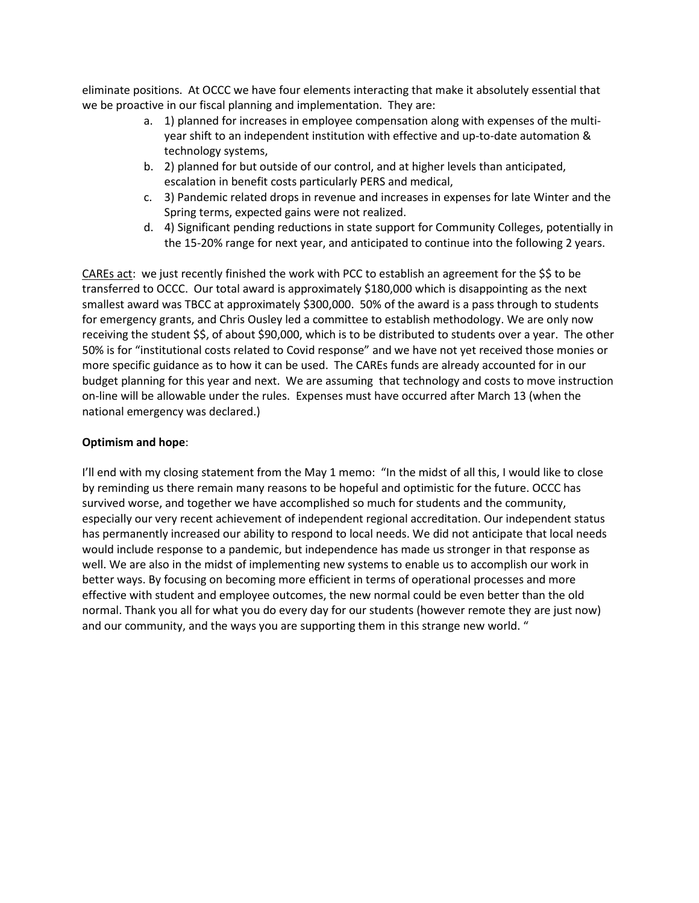eliminate positions. At OCCC we have four elements interacting that make it absolutely essential that we be proactive in our fiscal planning and implementation. They are:

a. 1) planned for increases in employee compensation along with expenses of the multi-year shift to an independent institution with effective and up-to-date automation & technology systems,
b. 2) planned for but outside of our control, and at higher levels than anticipated, escalation in benefit costs particularly PERS and medical,
c. 3) Pandemic related drops in revenue and increases in expenses for late Winter and the Spring terms, expected gains were not realized.
d. 4) Significant pending reductions in state support for Community Colleges, potentially in the 15-20% range for next year, and anticipated to continue into the following 2 years.

<u>CAREs act</u>: we just recently finished the work with PCC to establish an agreement for the $$ to be transferred to OCCC. Our total award is approximately $180,000 which is disappointing as the next smallest award was TBCC at approximately $300,000. 50% of the award is a pass through to students for emergency grants, and Chris Ousley led a committee to establish methodology. We are only now receiving the student $$, of about $90,000, which is to be distributed to students over a year. The other 50% is for "institutional costs related to Covid response" and we have not yet received those monies or more specific guidance as to how it can be used. The CAREs funds are already accounted for in our budget planning for this year and next. We are assuming that technology and costs to move instruction on-line will be allowable under the rules. Expenses must have occurred after March 13 (when the national emergency was declared.)

**Optimism and hope**:

I'll end with my closing statement from the May 1 memo: "In the midst of all this, I would like to close by reminding us there remain many reasons to be hopeful and optimistic for the future. OCCC has survived worse, and together we have accomplished so much for students and the community, especially our very recent achievement of independent regional accreditation. Our independent status has permanently increased our ability to respond to local needs. We did not anticipate that local needs would include response to a pandemic, but independence has made us stronger in that response as well. We are also in the midst of implementing new systems to enable us to accomplish our work in better ways. By focusing on becoming more efficient in terms of operational processes and more effective with student and employee outcomes, the new normal could be even better than the old normal. Thank you all for what you do every day for our students (however remote they are just now) and our community, and the ways you are supporting them in this strange new world. "